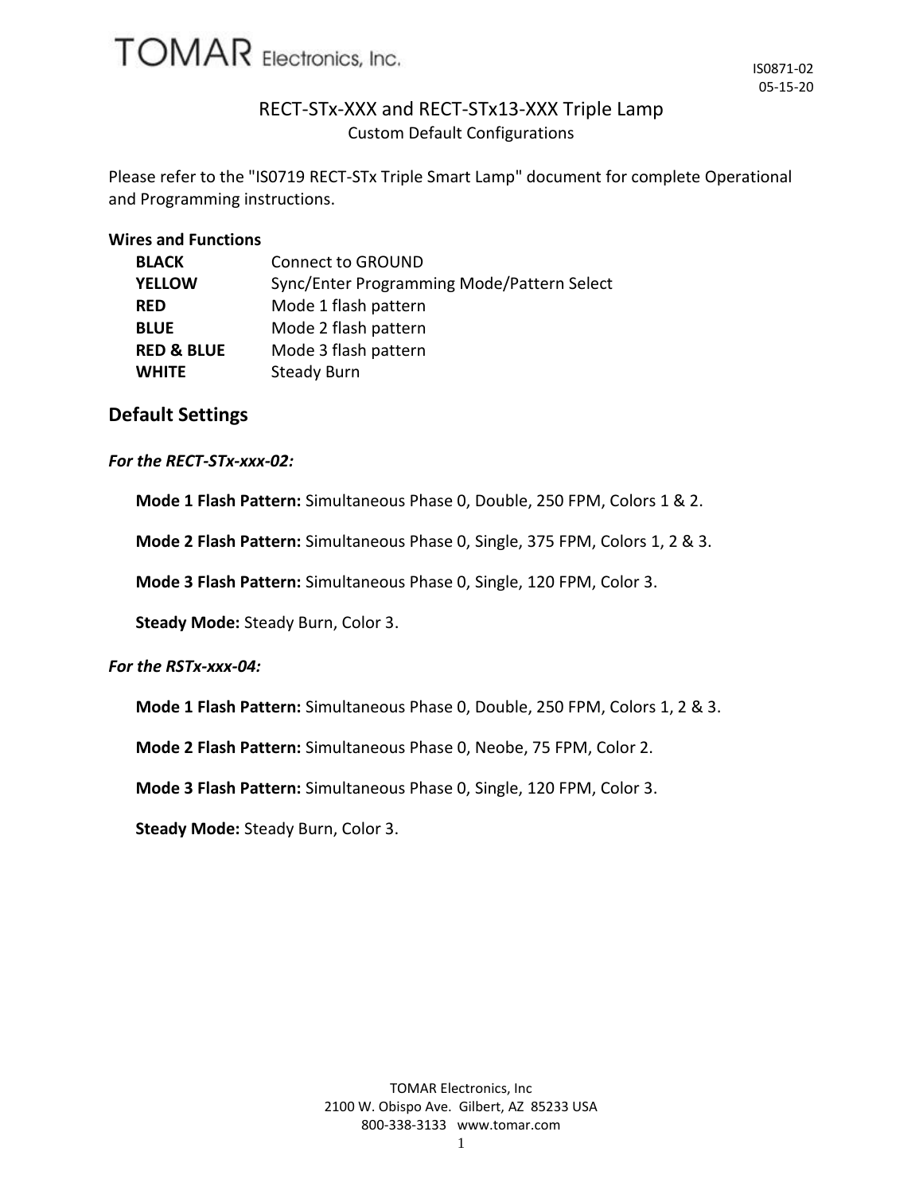# TOMAR Electronics, Inc.

IS0871-02
05-15-20

## RECT-STx-XXX and RECT-STx13-XXX Triple Lamp

Custom Default Configurations

Please refer to the "IS0719 RECT-STx Triple Smart Lamp" document for complete Operational and Programming instructions.

**Wires and Functions**

| | |
|---|---|
| **BLACK** | Connect to GROUND |
| **YELLOW** | Sync/Enter Programming Mode/Pattern Select |
| **RED** | Mode 1 flash pattern |
| **BLUE** | Mode 2 flash pattern |
| **RED & BLUE** | Mode 3 flash pattern |
| **WHITE** | Steady Burn |

## Default Settings

***For the RECT-STx-xxx-02:***

**Mode 1 Flash Pattern:** Simultaneous Phase 0, Double, 250 FPM, Colors 1 & 2.

**Mode 2 Flash Pattern:** Simultaneous Phase 0, Single, 375 FPM, Colors 1, 2 & 3.

**Mode 3 Flash Pattern:** Simultaneous Phase 0, Single, 120 FPM, Color 3.

**Steady Mode:** Steady Burn, Color 3.

***For the RSTx-xxx-04:***

**Mode 1 Flash Pattern:** Simultaneous Phase 0, Double, 250 FPM, Colors 1, 2 & 3.

**Mode 2 Flash Pattern:** Simultaneous Phase 0, Neobe, 75 FPM, Color 2.

**Mode 3 Flash Pattern:** Simultaneous Phase 0, Single, 120 FPM, Color 3.

**Steady Mode:** Steady Burn, Color 3.

TOMAR Electronics, Inc
2100 W. Obispo Ave. Gilbert, AZ 85233 USA
800-338-3133 www.tomar.com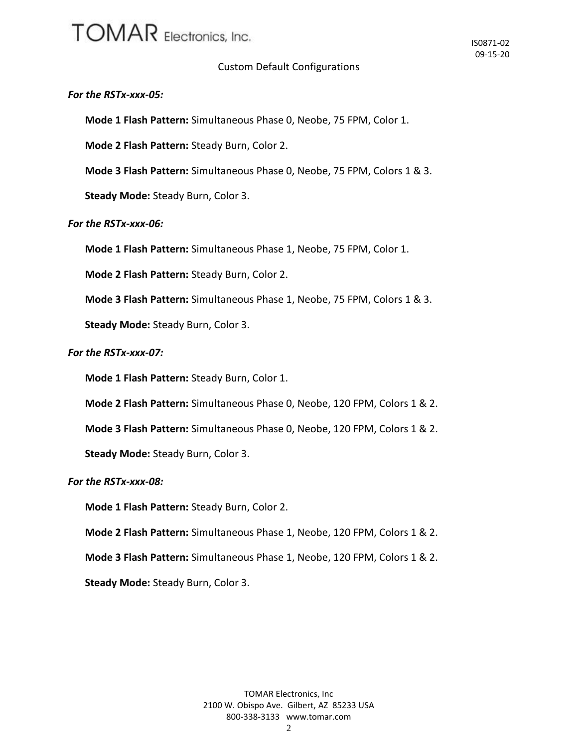Custom Default Configurations

*For the RSTx-xxx-05:*

**Mode 1 Flash Pattern:** Simultaneous Phase 0, Neobe, 75 FPM, Color 1.

**Mode 2 Flash Pattern:** Steady Burn, Color 2.

**Mode 3 Flash Pattern:** Simultaneous Phase 0, Neobe, 75 FPM, Colors 1 & 3.

**Steady Mode:** Steady Burn, Color 3.

*For the RSTx-xxx-06:*

**Mode 1 Flash Pattern:** Simultaneous Phase 1, Neobe, 75 FPM, Color 1.

**Mode 2 Flash Pattern:** Steady Burn, Color 2.

**Mode 3 Flash Pattern:** Simultaneous Phase 1, Neobe, 75 FPM, Colors 1 & 3.

**Steady Mode:** Steady Burn, Color 3.

*For the RSTx-xxx-07:*

**Mode 1 Flash Pattern:** Steady Burn, Color 1.

**Mode 2 Flash Pattern:** Simultaneous Phase 0, Neobe, 120 FPM, Colors 1 & 2.

**Mode 3 Flash Pattern:** Simultaneous Phase 0, Neobe, 120 FPM, Colors 1 & 2.

**Steady Mode:** Steady Burn, Color 3.

*For the RSTx-xxx-08:*

**Mode 1 Flash Pattern:** Steady Burn, Color 2.

**Mode 2 Flash Pattern:** Simultaneous Phase 1, Neobe, 120 FPM, Colors 1 & 2.

**Mode 3 Flash Pattern:** Simultaneous Phase 1, Neobe, 120 FPM, Colors 1 & 2.

**Steady Mode:** Steady Burn, Color 3.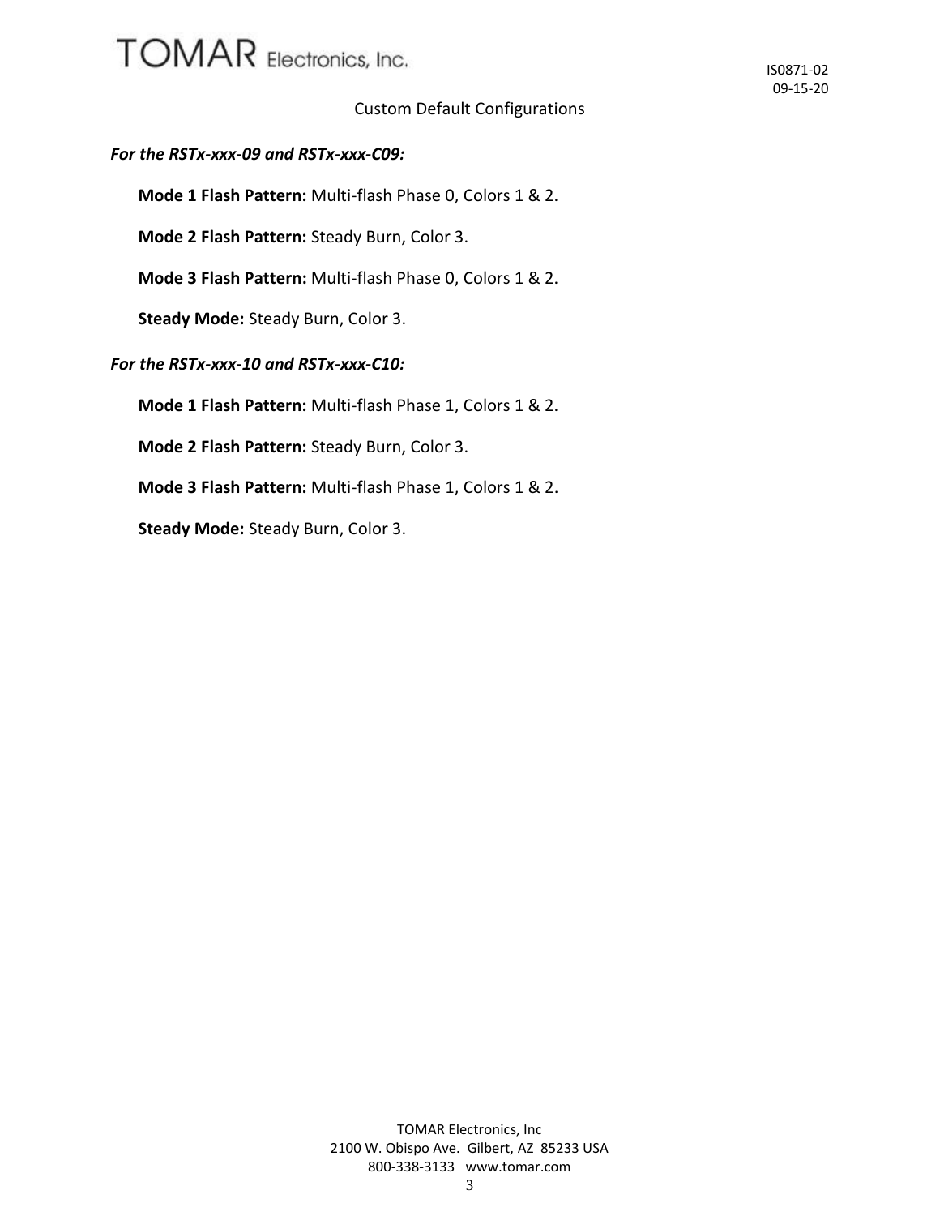Custom Default Configurations

***For the RSTx-xxx-09 and RSTx-xxx-C09:***

**Mode 1 Flash Pattern:** Multi-flash Phase 0, Colors 1 & 2.

**Mode 2 Flash Pattern:** Steady Burn, Color 3.

**Mode 3 Flash Pattern:** Multi-flash Phase 0, Colors 1 & 2.

**Steady Mode:** Steady Burn, Color 3.

***For the RSTx-xxx-10 and RSTx-xxx-C10:***

**Mode 1 Flash Pattern:** Multi-flash Phase 1, Colors 1 & 2.

**Mode 2 Flash Pattern:** Steady Burn, Color 3.

**Mode 3 Flash Pattern:** Multi-flash Phase 1, Colors 1 & 2.

**Steady Mode:** Steady Burn, Color 3.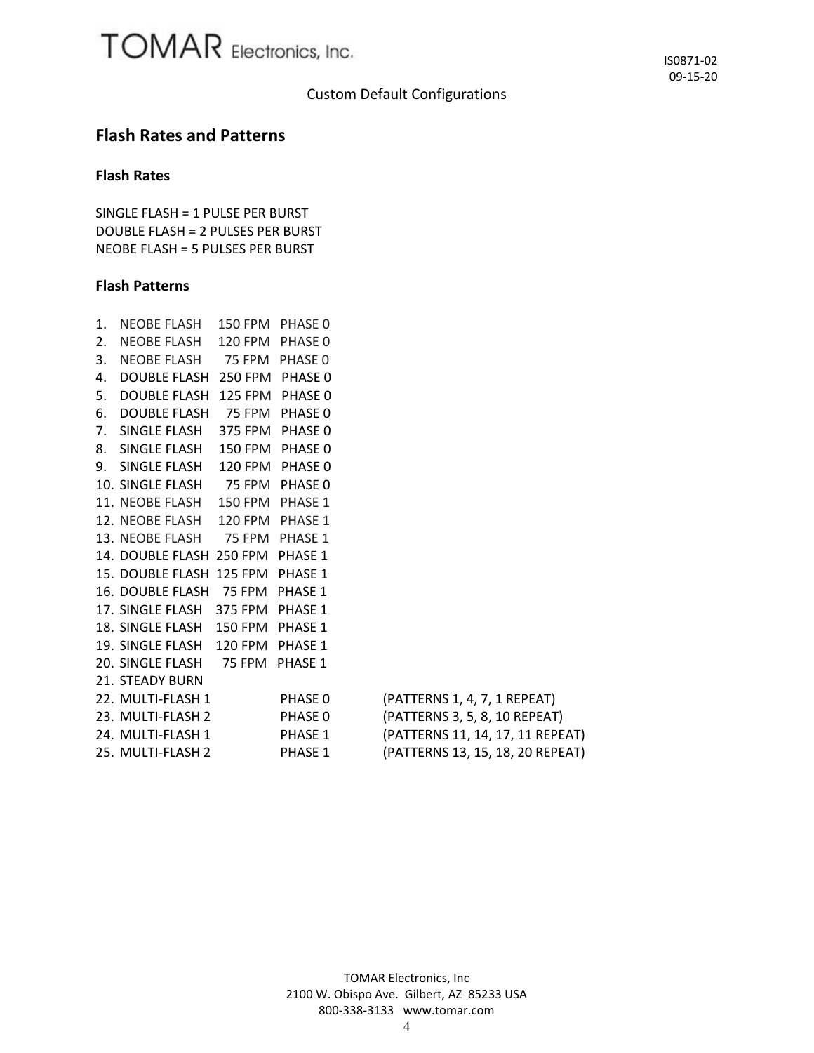Custom Default Configurations

## Flash Rates and Patterns

### Flash Rates

SINGLE FLASH = 1 PULSE PER BURST
DOUBLE FLASH = 2 PULSES PER BURST
NEOBE FLASH = 5 PULSES PER BURST

### Flash Patterns

1. NEOBE FLASH 150 FPM PHASE 0
2. NEOBE FLASH 120 FPM PHASE 0
3. NEOBE FLASH 75 FPM PHASE 0
4. DOUBLE FLASH 250 FPM PHASE 0
5. DOUBLE FLASH 125 FPM PHASE 0
6. DOUBLE FLASH 75 FPM PHASE 0
7. SINGLE FLASH 375 FPM PHASE 0
8. SINGLE FLASH 150 FPM PHASE 0
9. SINGLE FLASH 120 FPM PHASE 0
10. SINGLE FLASH 75 FPM PHASE 0
11. NEOBE FLASH 150 FPM PHASE 1
12. NEOBE FLASH 120 FPM PHASE 1
13. NEOBE FLASH 75 FPM PHASE 1
14. DOUBLE FLASH 250 FPM PHASE 1
15. DOUBLE FLASH 125 FPM PHASE 1
16. DOUBLE FLASH 75 FPM PHASE 1
17. SINGLE FLASH 375 FPM PHASE 1
18. SINGLE FLASH 150 FPM PHASE 1
19. SINGLE FLASH 120 FPM PHASE 1
20. SINGLE FLASH 75 FPM PHASE 1
21. STEADY BURN
22. MULTI-FLASH 1 PHASE 0 (PATTERNS 1, 4, 7, 1 REPEAT)
23. MULTI-FLASH 2 PHASE 0 (PATTERNS 3, 5, 8, 10 REPEAT)
24. MULTI-FLASH 1 PHASE 1 (PATTERNS 11, 14, 17, 11 REPEAT)
25. MULTI-FLASH 2 PHASE 1 (PATTERNS 13, 15, 18, 20 REPEAT)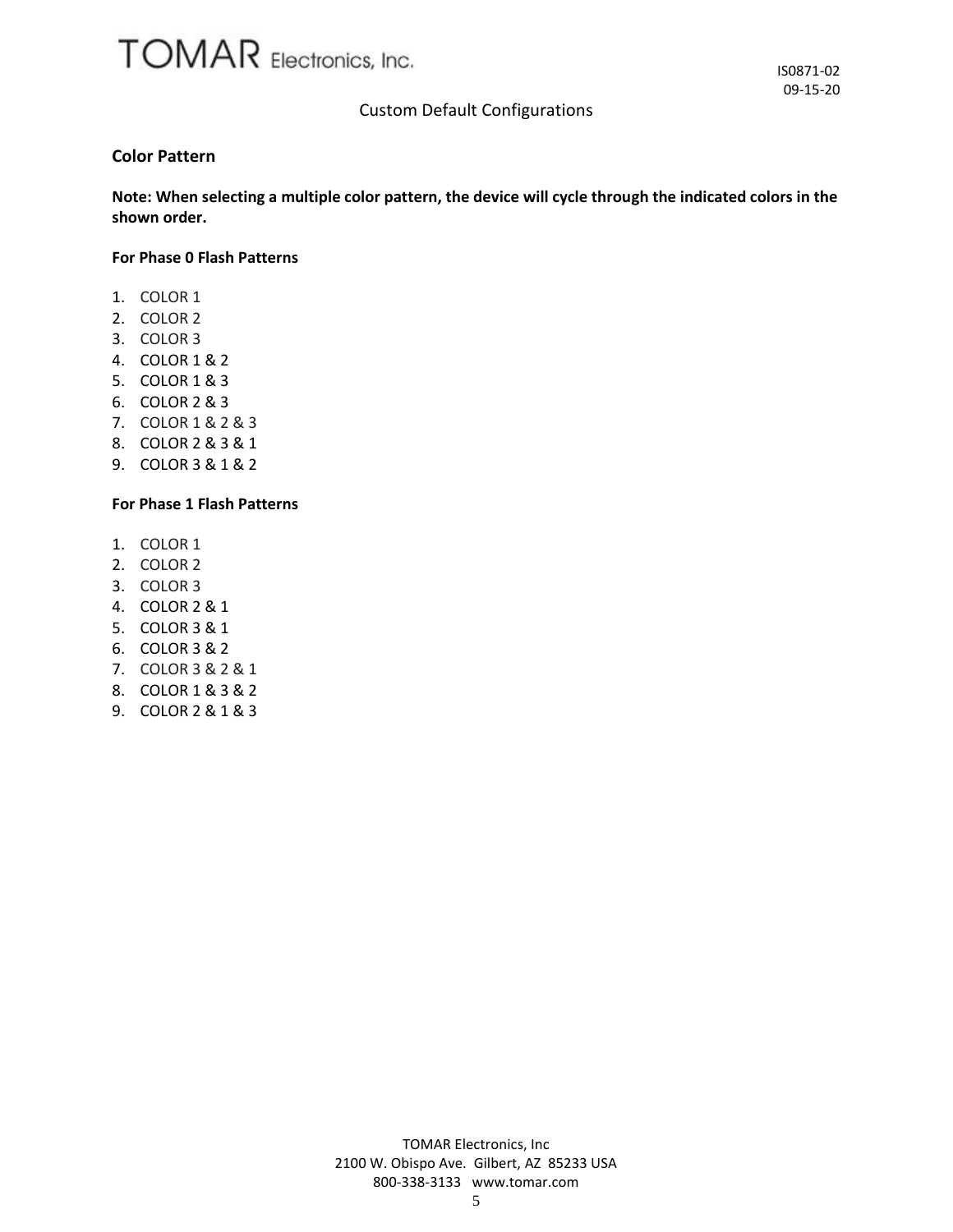## Color Pattern

**Note: When selecting a multiple color pattern, the device will cycle through the indicated colors in the shown order.**

**For Phase 0 Flash Patterns**

1. COLOR 1
2. COLOR 2
3. COLOR 3
4. COLOR 1 & 2
5. COLOR 1 & 3
6. COLOR 2 & 3
7. COLOR 1 & 2 & 3
8. COLOR 2 & 3 & 1
9. COLOR 3 & 1 & 2

**For Phase 1 Flash Patterns**

1. COLOR 1
2. COLOR 2
3. COLOR 3
4. COLOR 2 & 1
5. COLOR 3 & 1
6. COLOR 3 & 2
7. COLOR 3 & 2 & 1
8. COLOR 1 & 3 & 2
9. COLOR 2 & 1 & 3